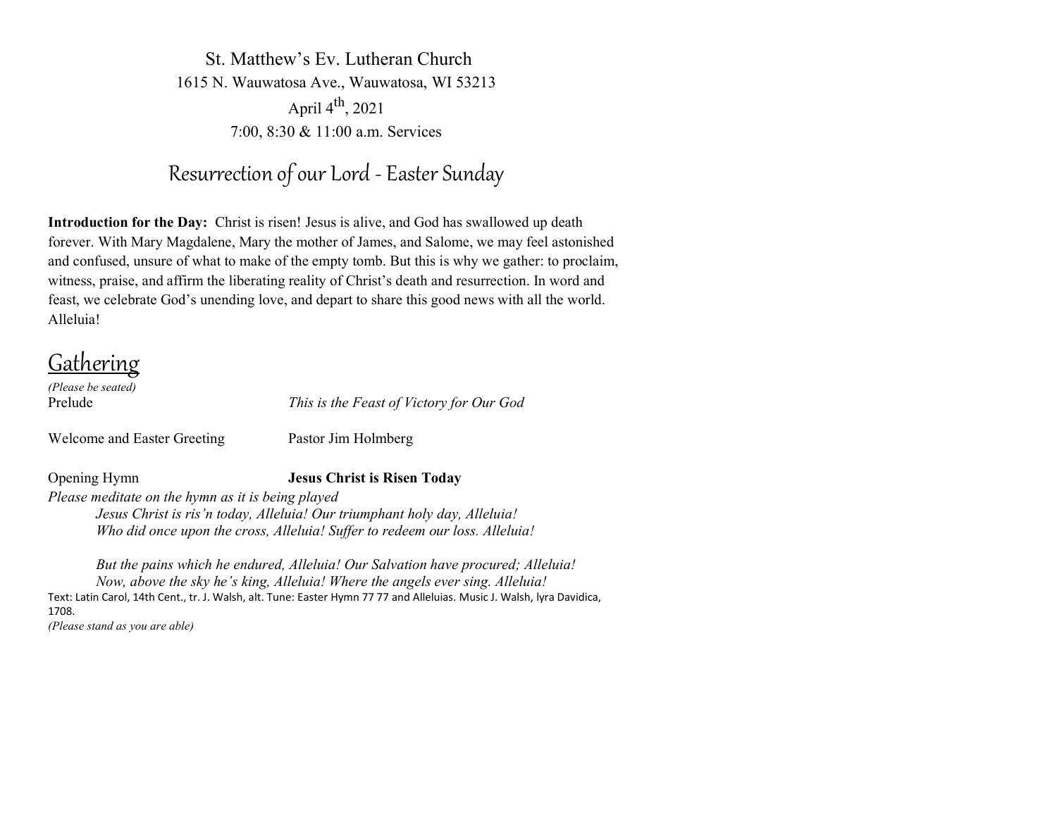St. Matthew's Ev. Lutheran Church
1615 N. Wauwatosa Ave., Wauwatosa, WI 53213
April 4th, 2021
7:00, 8:30 & 11:00 a.m. Services

# Resurrection of our Lord - Easter Sunday

**Introduction for the Day:** Christ is risen! Jesus is alive, and God has swallowed up death forever. With Mary Magdalene, Mary the mother of James, and Salome, we may feel astonished and confused, unsure of what to make of the empty tomb. But this is why we gather: to proclaim, witness, praise, and affirm the liberating reality of Christ's death and resurrection. In word and feast, we celebrate God's unending love, and depart to share this good news with all the world. Alleluia!

## Gathering

*(Please be seated)*

Prelude *This is the Feast of Victory for Our God*

Welcome and Easter Greeting Pastor Jim Holmberg

Opening Hymn **Jesus Christ is Risen Today**

*Please meditate on the hymn as it is being played*

> *Jesus Christ is ris'n today, Alleluia! Our triumphant holy day, Alleluia!*
> *Who did once upon the cross, Alleluia! Suffer to redeem our loss. Alleluia!*
>
> *But the pains which he endured, Alleluia! Our Salvation have procured; Alleluia!*
> *Now, above the sky he's king, Alleluia! Where the angels ever sing. Alleluia!*

Text: Latin Carol, 14th Cent., tr. J. Walsh, alt. Tune: Easter Hymn 77 77 and Alleluias. Music J. Walsh, lyra Davidica, 1708.

*(Please stand as you are able)*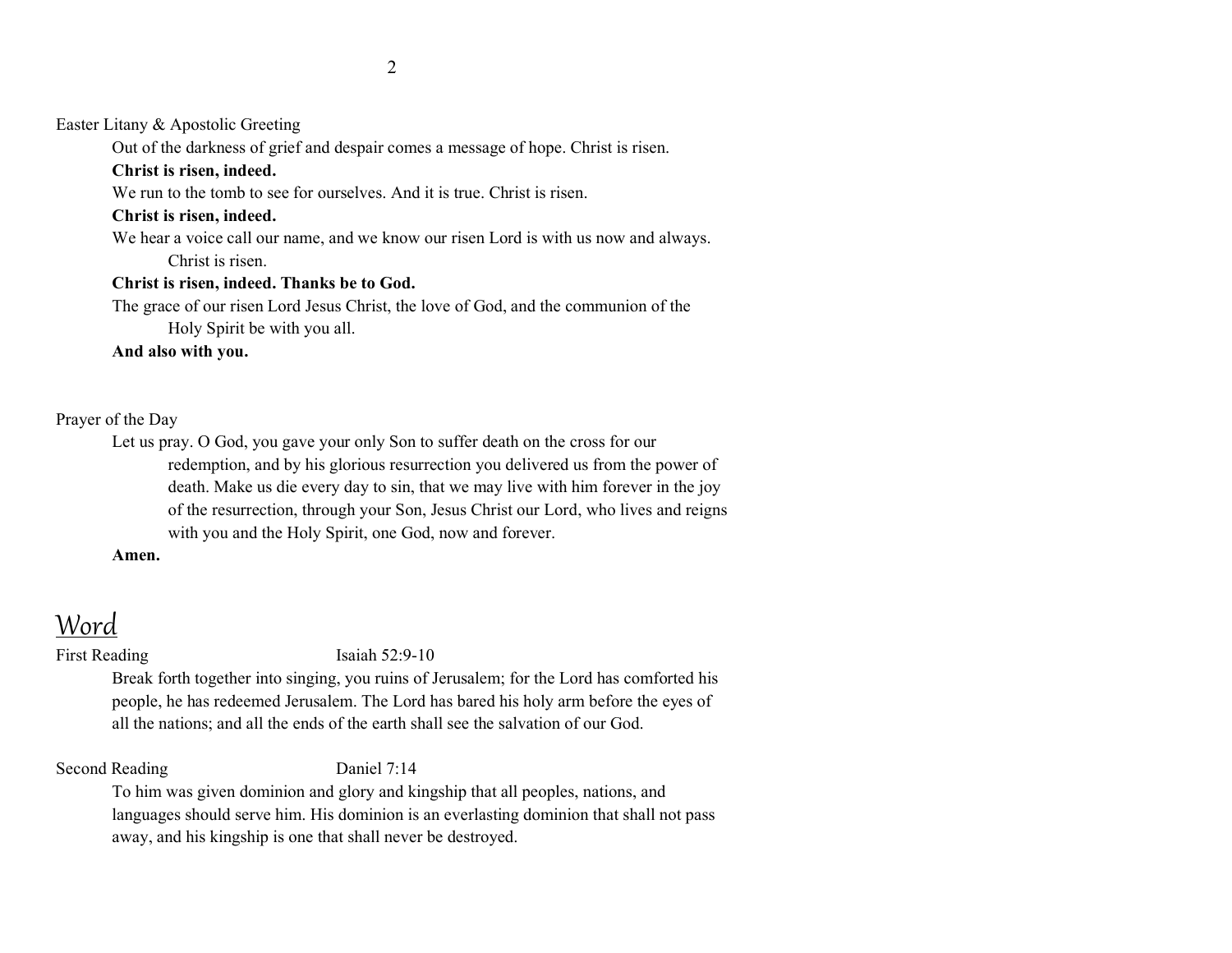Easter Litany & Apostolic Greeting

Out of the darkness of grief and despair comes a message of hope. Christ is risen.

**Christ is risen, indeed.**

We run to the tomb to see for ourselves. And it is true. Christ is risen.

**Christ is risen, indeed.**

We hear a voice call our name, and we know our risen Lord is with us now and always. Christ is risen.

**Christ is risen, indeed. Thanks be to God.**

The grace of our risen Lord Jesus Christ, the love of God, and the communion of the Holy Spirit be with you all.

**And also with you.**

Prayer of the Day

Let us pray. O God, you gave your only Son to suffer death on the cross for our redemption, and by his glorious resurrection you delivered us from the power of death. Make us die every day to sin, that we may live with him forever in the joy of the resurrection, through your Son, Jesus Christ our Lord, who lives and reigns with you and the Holy Spirit, one God, now and forever.

**Amen.**

## Word

First Reading Isaiah 52:9-10

Break forth together into singing, you ruins of Jerusalem; for the Lord has comforted his people, he has redeemed Jerusalem. The Lord has bared his holy arm before the eyes of all the nations; and all the ends of the earth shall see the salvation of our God.

Second Reading Daniel 7:14

To him was given dominion and glory and kingship that all peoples, nations, and languages should serve him. His dominion is an everlasting dominion that shall not pass away, and his kingship is one that shall never be destroyed.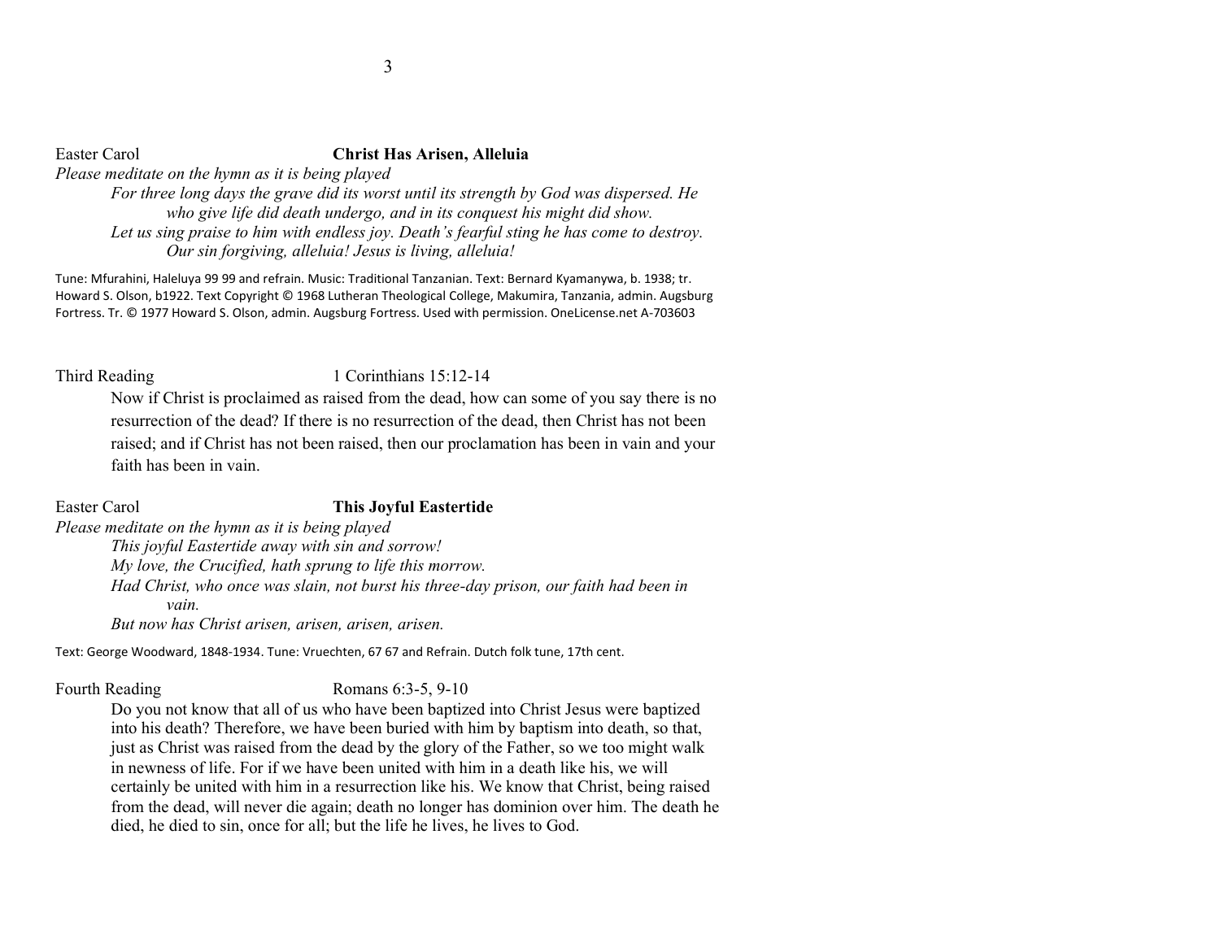Easter Carol **Christ Has Arisen, Alleluia**

*Please meditate on the hymn as it is being played*

> *For three long days the grave did its worst until its strength by God was dispersed. He who give life did death undergo, and in its conquest his might did show.*
> *Let us sing praise to him with endless joy. Death's fearful sting he has come to destroy. Our sin forgiving, alleluia! Jesus is living, alleluia!*

Tune: Mfurahini, Haleluya 99 99 and refrain. Music: Traditional Tanzanian. Text: Bernard Kyamanywa, b. 1938; tr. Howard S. Olson, b1922. Text Copyright © 1968 Lutheran Theological College, Makumira, Tanzania, admin. Augsburg Fortress. Tr. © 1977 Howard S. Olson, admin. Augsburg Fortress. Used with permission. OneLicense.net A-703603

Third Reading 1 Corinthians 15:12-14

> Now if Christ is proclaimed as raised from the dead, how can some of you say there is no resurrection of the dead? If there is no resurrection of the dead, then Christ has not been raised; and if Christ has not been raised, then our proclamation has been in vain and your faith has been in vain.

Easter Carol **This Joyful Eastertide**

*Please meditate on the hymn as it is being played*

> *This joyful Eastertide away with sin and sorrow!*
> *My love, the Crucified, hath sprung to life this morrow.*
> *Had Christ, who once was slain, not burst his three-day prison, our faith had been in vain.*
> *But now has Christ arisen, arisen, arisen, arisen.*

Text: George Woodward, 1848-1934. Tune: Vruechten, 67 67 and Refrain. Dutch folk tune, 17th cent.

Fourth Reading Romans 6:3-5, 9-10

> Do you not know that all of us who have been baptized into Christ Jesus were baptized into his death? Therefore, we have been buried with him by baptism into death, so that, just as Christ was raised from the dead by the glory of the Father, so we too might walk in newness of life. For if we have been united with him in a death like his, we will certainly be united with him in a resurrection like his. We know that Christ, being raised from the dead, will never die again; death no longer has dominion over him. The death he died, he died to sin, once for all; but the life he lives, he lives to God.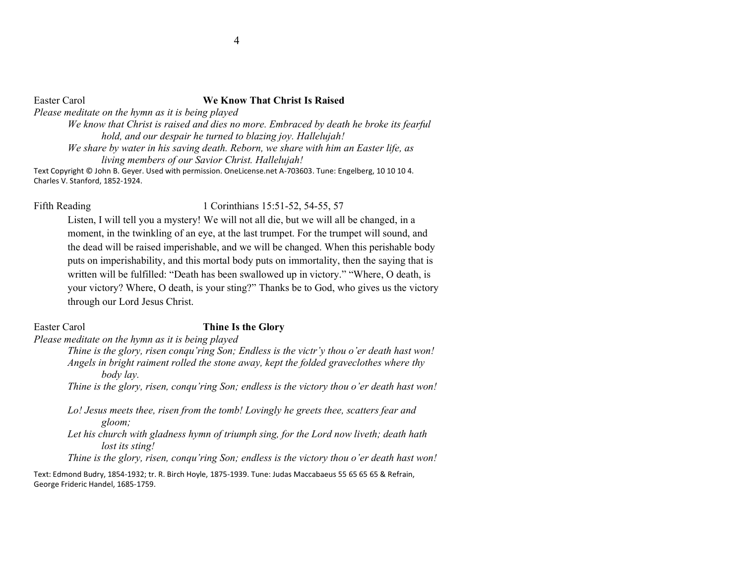Easter Carol **We Know That Christ Is Raised**

*Please meditate on the hymn as it is being played*

> *We know that Christ is raised and dies no more. Embraced by death he broke its fearful hold, and our despair he turned to blazing joy. Hallelujah!*
>
> *We share by water in his saving death. Reborn, we share with him an Easter life, as living members of our Savior Christ. Hallelujah!*

Text Copyright © John B. Geyer. Used with permission. OneLicense.net A-703603. Tune: Engelberg, 10 10 10 4. Charles V. Stanford, 1852-1924.

Fifth Reading 1 Corinthians 15:51-52, 54-55, 57

> Listen, I will tell you a mystery! We will not all die, but we will all be changed, in a moment, in the twinkling of an eye, at the last trumpet. For the trumpet will sound, and the dead will be raised imperishable, and we will be changed. When this perishable body puts on imperishability, and this mortal body puts on immortality, then the saying that is written will be fulfilled: "Death has been swallowed up in victory." "Where, O death, is your victory? Where, O death, is your sting?" Thanks be to God, who gives us the victory through our Lord Jesus Christ.

Easter Carol **Thine Is the Glory**

*Please meditate on the hymn as it is being played*

> *Thine is the glory, risen conqu'ring Son; Endless is the victr'y thou o'er death hast won!*
> *Angels in bright raiment rolled the stone away, kept the folded graveclothes where thy body lay.*
> *Thine is the glory, risen, conqu'ring Son; endless is the victory thou o'er death hast won!*
>
> *Lo! Jesus meets thee, risen from the tomb! Lovingly he greets thee, scatters fear and gloom;*
> *Let his church with gladness hymn of triumph sing, for the Lord now liveth; death hath lost its sting!*
> *Thine is the glory, risen, conqu'ring Son; endless is the victory thou o'er death hast won!*

Text: Edmond Budry, 1854-1932; tr. R. Birch Hoyle, 1875-1939. Tune: Judas Maccabaeus 55 65 65 65 & Refrain, George Frideric Handel, 1685-1759.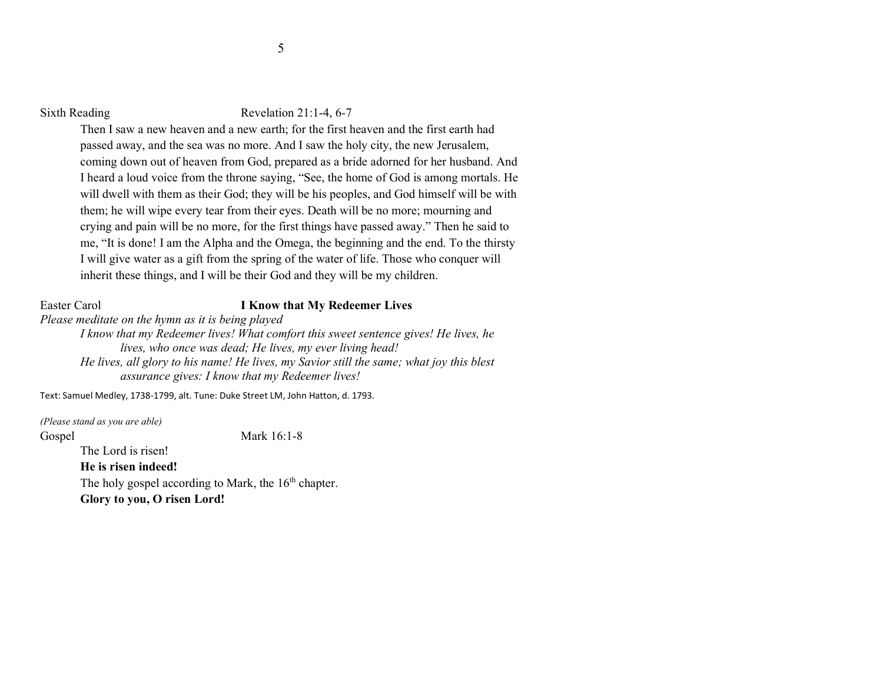Sixth Reading Revelation 21:1-4, 6-7

Then I saw a new heaven and a new earth; for the first heaven and the first earth had passed away, and the sea was no more. And I saw the holy city, the new Jerusalem, coming down out of heaven from God, prepared as a bride adorned for her husband. And I heard a loud voice from the throne saying, "See, the home of God is among mortals. He will dwell with them as their God; they will be his peoples, and God himself will be with them; he will wipe every tear from their eyes. Death will be no more; mourning and crying and pain will be no more, for the first things have passed away." Then he said to me, "It is done! I am the Alpha and the Omega, the beginning and the end. To the thirsty I will give water as a gift from the spring of the water of life. Those who conquer will inherit these things, and I will be their God and they will be my children.

Easter Carol **I Know that My Redeemer Lives**

*Please meditate on the hymn as it is being played*

*I know that my Redeemer lives! What comfort this sweet sentence gives! He lives, he lives, who once was dead; He lives, my ever living head!*

*He lives, all glory to his name! He lives, my Savior still the same; what joy this blest assurance gives: I know that my Redeemer lives!*

Text: Samuel Medley, 1738-1799, alt. Tune: Duke Street LM, John Hatton, d. 1793.

*(Please stand as you are able)*

Gospel Mark 16:1-8

The Lord is risen!

**He is risen indeed!**

The holy gospel according to Mark, the 16th chapter.

**Glory to you, O risen Lord!**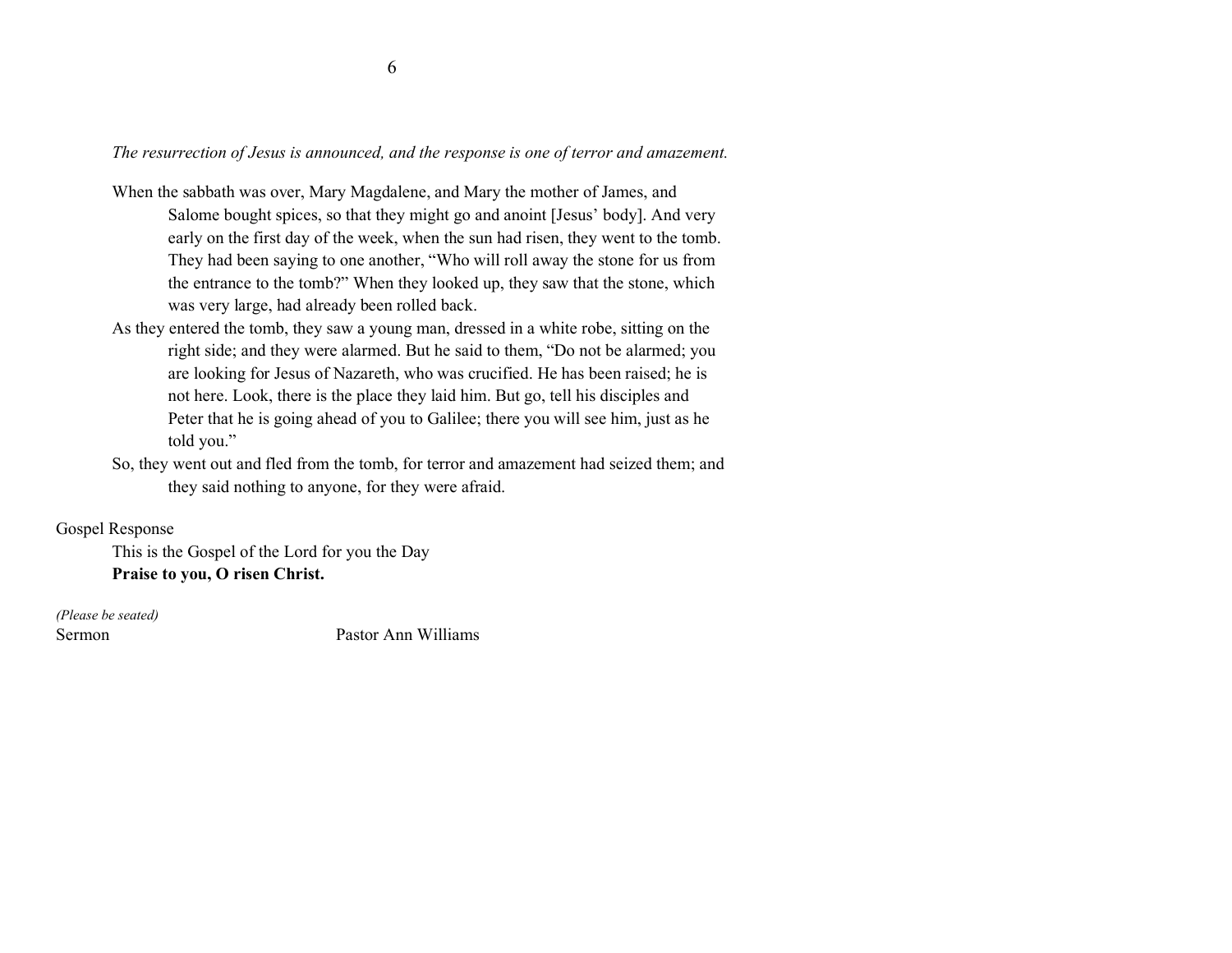*The resurrection of Jesus is announced, and the response is one of terror and amazement.*

When the sabbath was over, Mary Magdalene, and Mary the mother of James, and Salome bought spices, so that they might go and anoint [Jesus' body]. And very early on the first day of the week, when the sun had risen, they went to the tomb. They had been saying to one another, "Who will roll away the stone for us from the entrance to the tomb?" When they looked up, they saw that the stone, which was very large, had already been rolled back.

As they entered the tomb, they saw a young man, dressed in a white robe, sitting on the right side; and they were alarmed. But he said to them, "Do not be alarmed; you are looking for Jesus of Nazareth, who was crucified. He has been raised; he is not here. Look, there is the place they laid him. But go, tell his disciples and Peter that he is going ahead of you to Galilee; there you will see him, just as he told you."

So, they went out and fled from the tomb, for terror and amazement had seized them; and they said nothing to anyone, for they were afraid.

Gospel Response

This is the Gospel of the Lord for you the Day
**Praise to you, O risen Christ.**

*(Please be seated)*

Sermon — Pastor Ann Williams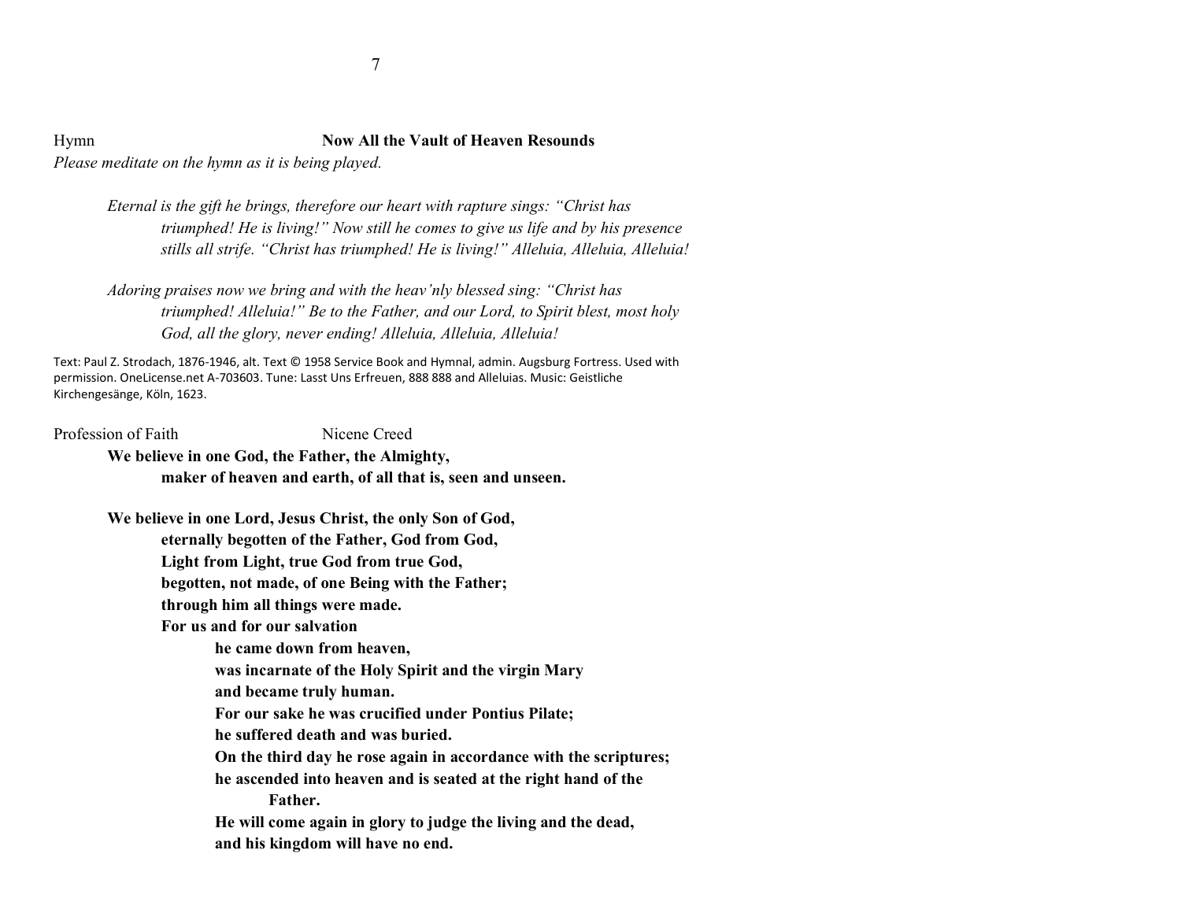Hymn **Now All the Vault of Heaven Resounds**

*Please meditate on the hymn as it is being played.*

*Eternal is the gift he brings, therefore our heart with rapture sings: "Christ has triumphed! He is living!" Now still he comes to give us life and by his presence stills all strife. "Christ has triumphed! He is living!" Alleluia, Alleluia, Alleluia!*

*Adoring praises now we bring and with the heav'nly blessed sing: "Christ has triumphed! Alleluia!" Be to the Father, and our Lord, to Spirit blest, most holy God, all the glory, never ending! Alleluia, Alleluia, Alleluia!*

Text: Paul Z. Strodach, 1876-1946, alt. Text © 1958 Service Book and Hymnal, admin. Augsburg Fortress. Used with permission. OneLicense.net A-703603. Tune: Lasst Uns Erfreuen, 888 888 and Alleluias. Music: Geistliche Kirchengesänge, Köln, 1623.

Profession of Faith Nicene Creed

**We believe in one God, the Father, the Almighty,**
**maker of heaven and earth, of all that is, seen and unseen.**

**We believe in one Lord, Jesus Christ, the only Son of God,**
**eternally begotten of the Father, God from God,**
**Light from Light, true God from true God,**
**begotten, not made, of one Being with the Father;**
**through him all things were made.**
**For us and for our salvation**
**he came down from heaven,**
**was incarnate of the Holy Spirit and the virgin Mary**
**and became truly human.**
**For our sake he was crucified under Pontius Pilate;**
**he suffered death and was buried.**
**On the third day he rose again in accordance with the scriptures;**
**he ascended into heaven and is seated at the right hand of the Father.**
**He will come again in glory to judge the living and the dead,**
**and his kingdom will have no end.**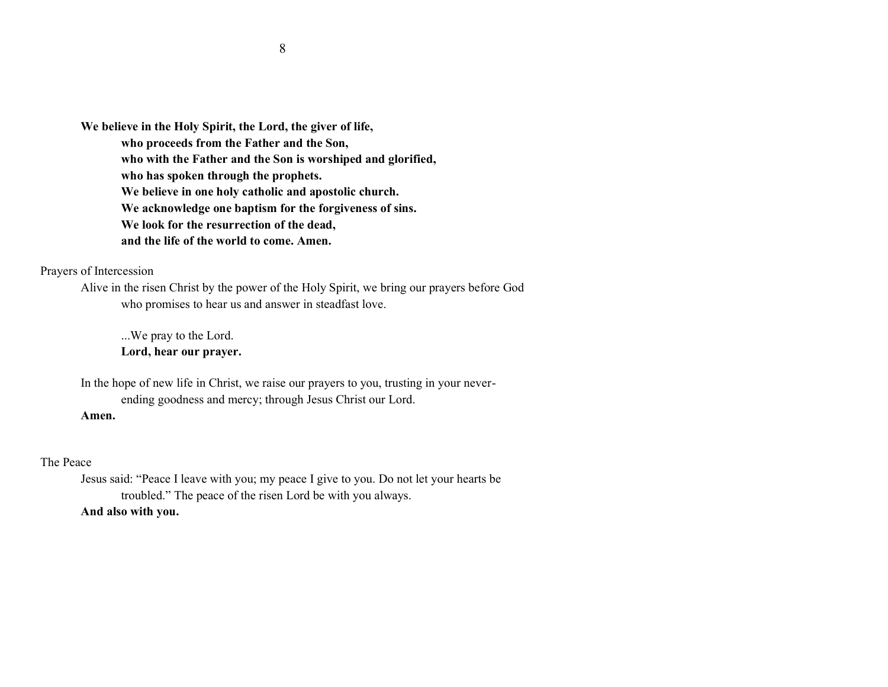**We believe in the Holy Spirit, the Lord, the giver of life,**
**who proceeds from the Father and the Son,**
**who with the Father and the Son is worshiped and glorified,**
**who has spoken through the prophets.**
**We believe in one holy catholic and apostolic church.**
**We acknowledge one baptism for the forgiveness of sins.**
**We look for the resurrection of the dead,**
**and the life of the world to come. Amen.**

Prayers of Intercession

Alive in the risen Christ by the power of the Holy Spirit, we bring our prayers before God who promises to hear us and answer in steadfast love.

...We pray to the Lord.
**Lord, hear our prayer.**

In the hope of new life in Christ, we raise our prayers to you, trusting in your never-ending goodness and mercy; through Jesus Christ our Lord.
**Amen.**

The Peace

Jesus said: "Peace I leave with you; my peace I give to you. Do not let your hearts be troubled." The peace of the risen Lord be with you always.
**And also with you.**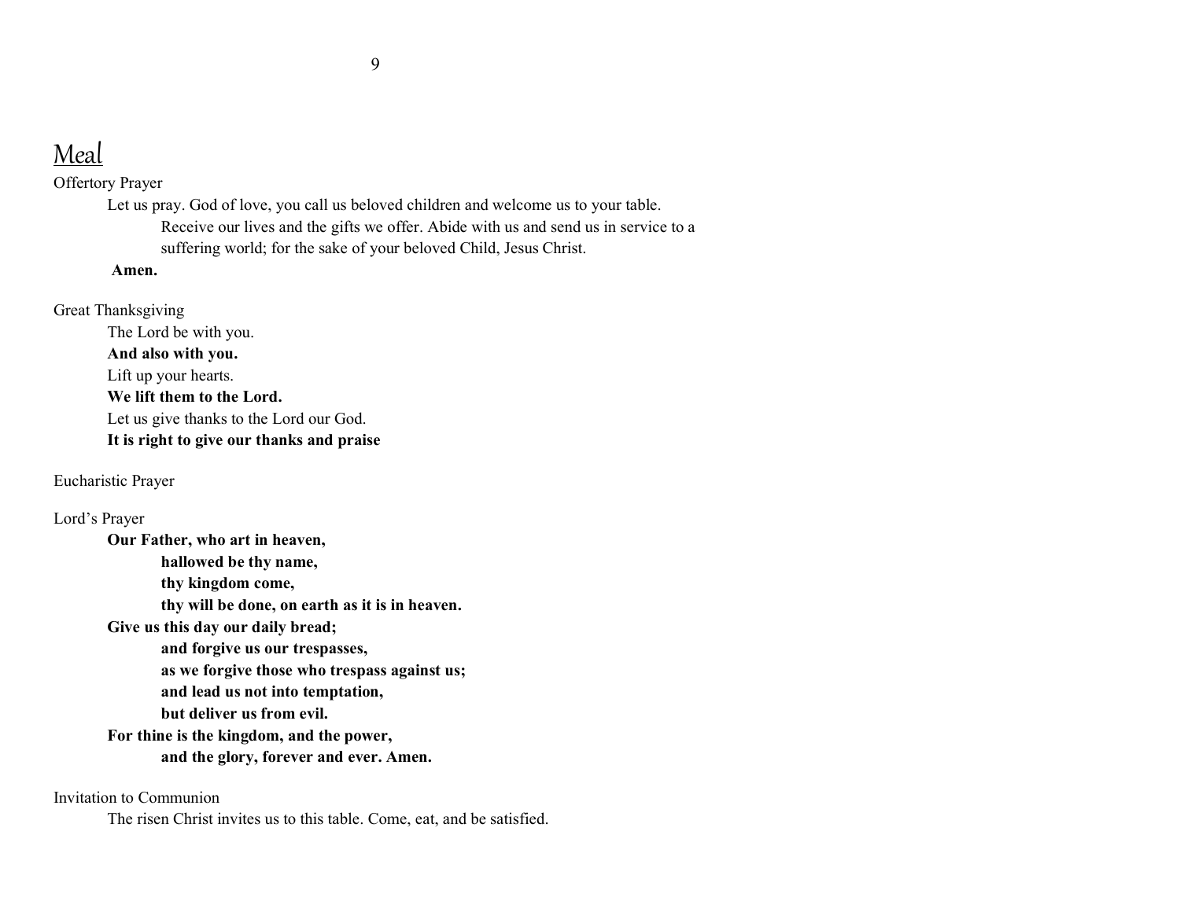## Meal

Offertory Prayer

Let us pray. God of love, you call us beloved children and welcome us to your table. Receive our lives and the gifts we offer. Abide with us and send us in service to a suffering world; for the sake of your beloved Child, Jesus Christ.

**Amen.**

Great Thanksgiving

The Lord be with you.
**And also with you.**
Lift up your hearts.
**We lift them to the Lord.**
Let us give thanks to the Lord our God.
**It is right to give our thanks and praise**

Eucharistic Prayer

Lord's Prayer

**Our Father, who art in heaven,**
**hallowed be thy name,**
**thy kingdom come,**
**thy will be done, on earth as it is in heaven.**
**Give us this day our daily bread;**
**and forgive us our trespasses,**
**as we forgive those who trespass against us;**
**and lead us not into temptation,**
**but deliver us from evil.**
**For thine is the kingdom, and the power,**
**and the glory, forever and ever. Amen.**

Invitation to Communion

The risen Christ invites us to this table. Come, eat, and be satisfied.